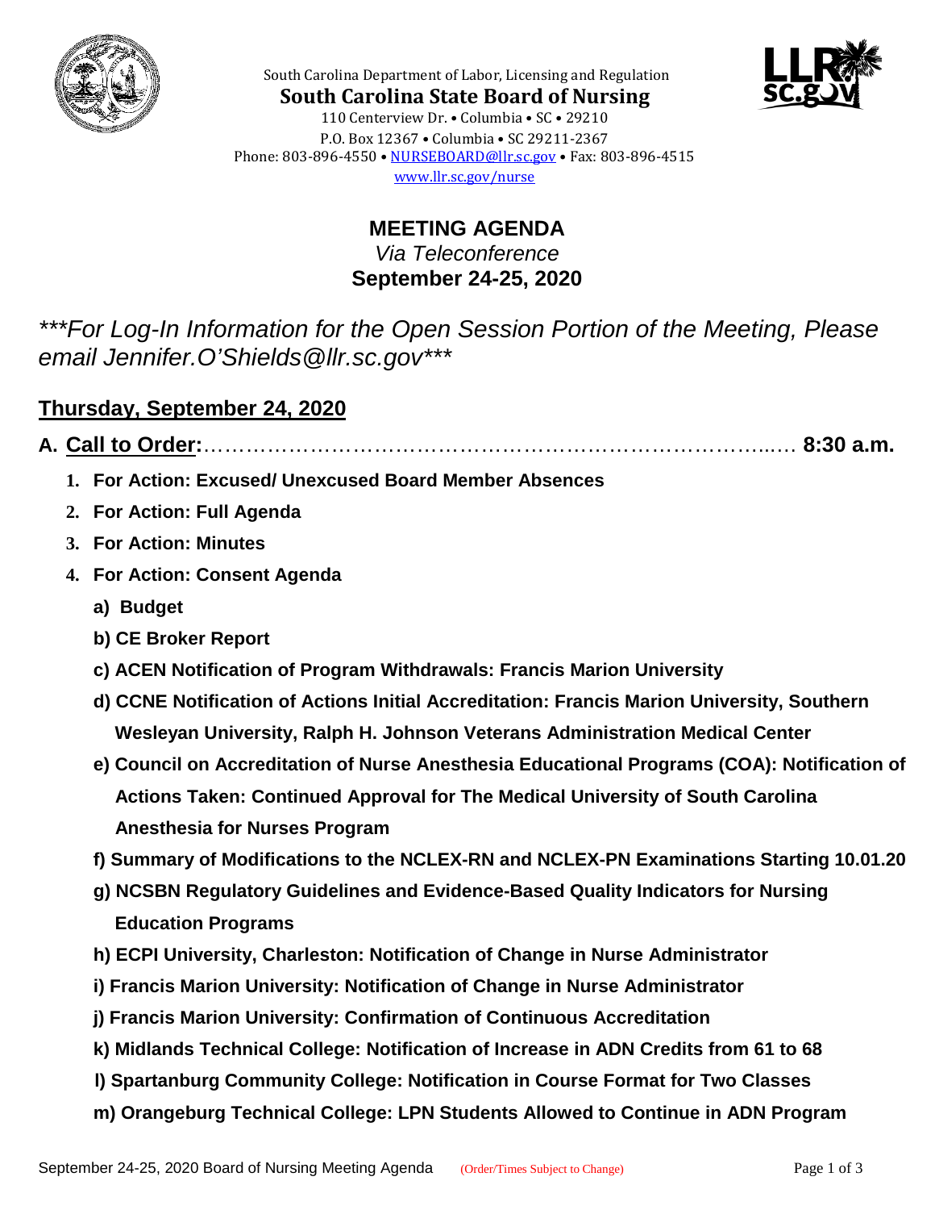South Carolina Department of Labor, Licensing and Regulation

**South Carolina State Board of Nursing**

110 Centerview Dr. • Columbia • SC • 29210
P.O. Box 12367 • Columbia • SC 29211-2367
Phone: 803-896-4550 • NURSEBOARD@llr.sc.gov • Fax: 803-896-4515
www.llr.sc.gov/nurse

# MEETING AGENDA

*Via Teleconference*

**September 24-25, 2020**

****For Log-In Information for the Open Session Portion of the Meeting, Please email Jennifer.O'Shields@llr.sc.gov****

## Thursday, September 24, 2020

**A. Call to Order:**…………………………………………………………………….… **8:30 a.m.**

1. **For Action: Excused/ Unexcused Board Member Absences**
2. **For Action: Full Agenda**
3. **For Action: Minutes**
4. **For Action: Consent Agenda**
   - **a) Budget**
   - **b) CE Broker Report**
   - **c) ACEN Notification of Program Withdrawals: Francis Marion University**
   - **d) CCNE Notification of Actions Initial Accreditation: Francis Marion University, Southern Wesleyan University, Ralph H. Johnson Veterans Administration Medical Center**
   - **e) Council on Accreditation of Nurse Anesthesia Educational Programs (COA): Notification of Actions Taken: Continued Approval for The Medical University of South Carolina Anesthesia for Nurses Program**
   - **f) Summary of Modifications to the NCLEX-RN and NCLEX-PN Examinations Starting 10.01.20**
   - **g) NCSBN Regulatory Guidelines and Evidence-Based Quality Indicators for Nursing Education Programs**
   - **h) ECPI University, Charleston: Notification of Change in Nurse Administrator**
   - **i) Francis Marion University: Notification of Change in Nurse Administrator**
   - **j) Francis Marion University: Confirmation of Continuous Accreditation**
   - **k) Midlands Technical College: Notification of Increase in ADN Credits from 61 to 68**
   - **l) Spartanburg Community College: Notification in Course Format for Two Classes**
   - **m) Orangeburg Technical College: LPN Students Allowed to Continue in ADN Program**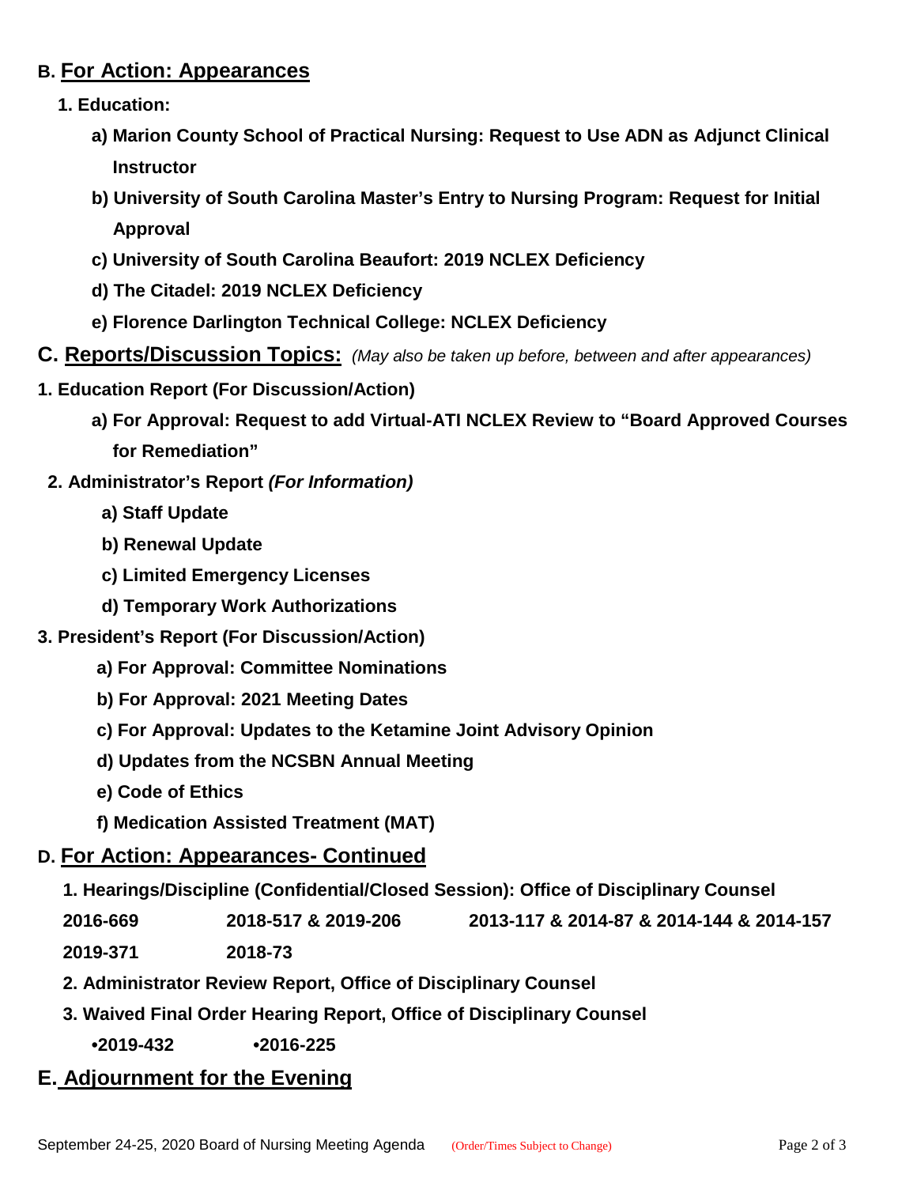## B. For Action: Appearances

**1. Education:**

- **a) Marion County School of Practical Nursing: Request to Use ADN as Adjunct Clinical Instructor**
- **b) University of South Carolina Master's Entry to Nursing Program: Request for Initial Approval**
- **c) University of South Carolina Beaufort: 2019 NCLEX Deficiency**
- **d) The Citadel: 2019 NCLEX Deficiency**
- **e) Florence Darlington Technical College: NCLEX Deficiency**

## C. Reports/Discussion Topics: *(May also be taken up before, between and after appearances)*

**1. Education Report (For Discussion/Action)**

- **a) For Approval: Request to add Virtual-ATI NCLEX Review to "Board Approved Courses for Remediation"**

**2. Administrator's Report *(For Information)***

- **a) Staff Update**
- **b) Renewal Update**
- **c) Limited Emergency Licenses**
- **d) Temporary Work Authorizations**

**3. President's Report (For Discussion/Action)**

- **a) For Approval: Committee Nominations**
- **b) For Approval: 2021 Meeting Dates**
- **c) For Approval: Updates to the Ketamine Joint Advisory Opinion**
- **d) Updates from the NCSBN Annual Meeting**
- **e) Code of Ethics**
- **f) Medication Assisted Treatment (MAT)**

## D. For Action: Appearances- Continued

**1. Hearings/Discipline (Confidential/Closed Session): Office of Disciplinary Counsel**

**2016-669** &emsp; **2018-517 & 2019-206** &emsp; **2013-117 & 2014-87 & 2014-144 & 2014-157**

**2019-371** &emsp; **2018-73**

**2. Administrator Review Report, Office of Disciplinary Counsel**

**3. Waived Final Order Hearing Report, Office of Disciplinary Counsel**

- **2019-432**
- **2016-225**

## E. Adjournment for the Evening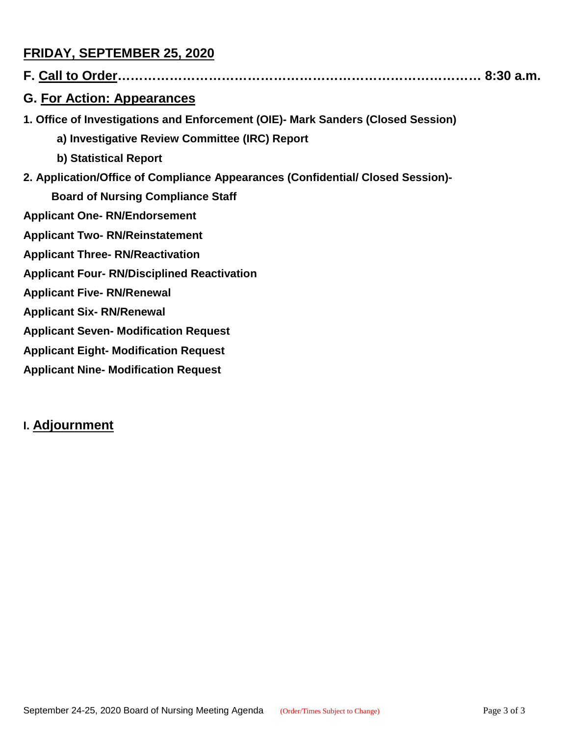## FRIDAY, SEPTEMBER 25, 2020

**F. Call to Order…………………………………………………………………… 8:30 a.m.**

## G. For Action: Appearances

**1. Office of Investigations and Enforcement (OIE)- Mark Sanders (Closed Session)**

- **a) Investigative Review Committee (IRC) Report**
- **b) Statistical Report**

**2. Application/Office of Compliance Appearances (Confidential/ Closed Session)-**
**Board of Nursing Compliance Staff**

**Applicant One- RN/Endorsement**

**Applicant Two- RN/Reinstatement**

**Applicant Three- RN/Reactivation**

**Applicant Four- RN/Disciplined Reactivation**

**Applicant Five- RN/Renewal**

**Applicant Six- RN/Renewal**

**Applicant Seven- Modification Request**

**Applicant Eight- Modification Request**

**Applicant Nine- Modification Request**

## I. Adjournment